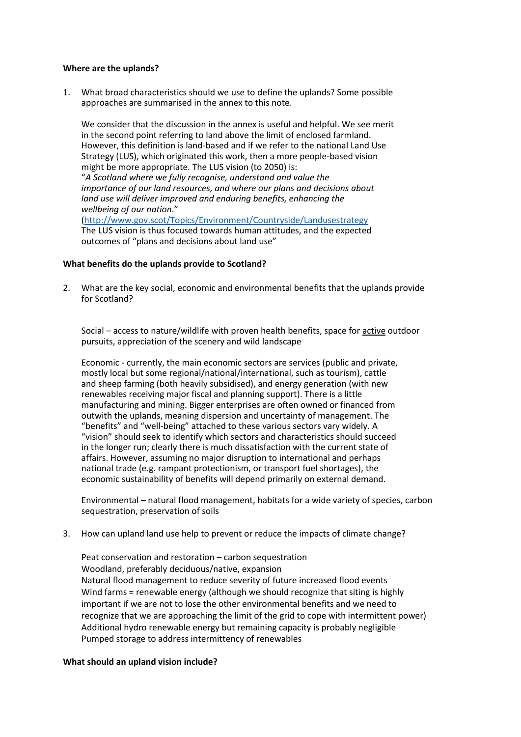**Where are the uplands?**

1. What broad characteristics should we use to define the uplands? Some possible approaches are summarised in the annex to this note.

   We consider that the discussion in the annex is useful and helpful. We see merit in the second point referring to land above the limit of enclosed farmland. However, this definition is land-based and if we refer to the national Land Use Strategy (LUS), which originated this work, then a more people-based vision might be more appropriate. The LUS vision (to 2050) is:
   "*A Scotland where we fully recognise, understand and value the importance of our land resources, and where our plans and decisions about land use will deliver improved and enduring benefits, enhancing the wellbeing of our nation*."
   (http://www.gov.scot/Topics/Environment/Countryside/Landusestrategy
   The LUS vision is thus focused towards human attitudes, and the expected outcomes of "plans and decisions about land use"

**What benefits do the uplands provide to Scotland?**

2. What are the key social, economic and environmental benefits that the uplands provide for Scotland?

   Social – access to nature/wildlife with proven health benefits, space for <u>active</u> outdoor pursuits, appreciation of the scenery and wild landscape

   Economic - currently, the main economic sectors are services (public and private, mostly local but some regional/national/international, such as tourism), cattle and sheep farming (both heavily subsidised), and energy generation (with new renewables receiving major fiscal and planning support). There is a little manufacturing and mining. Bigger enterprises are often owned or financed from outwith the uplands, meaning dispersion and uncertainty of management. The "benefits" and "well-being" attached to these various sectors vary widely. A "vision" should seek to identify which sectors and characteristics should succeed in the longer run; clearly there is much dissatisfaction with the current state of affairs. However, assuming no major disruption to international and perhaps national trade (e.g. rampant protectionism, or transport fuel shortages), the economic sustainability of benefits will depend primarily on external demand.

   Environmental – natural flood management, habitats for a wide variety of species, carbon sequestration, preservation of soils

3. How can upland land use help to prevent or reduce the impacts of climate change?

   Peat conservation and restoration – carbon sequestration
   Woodland, preferably deciduous/native, expansion
   Natural flood management to reduce severity of future increased flood events
   Wind farms = renewable energy (although we should recognize that siting is highly important if we are not to lose the other environmental benefits and we need to recognize that we are approaching the limit of the grid to cope with intermittent power)
   Additional hydro renewable energy but remaining capacity is probably negligible
   Pumped storage to address intermittency of renewables

**What should an upland vision include?**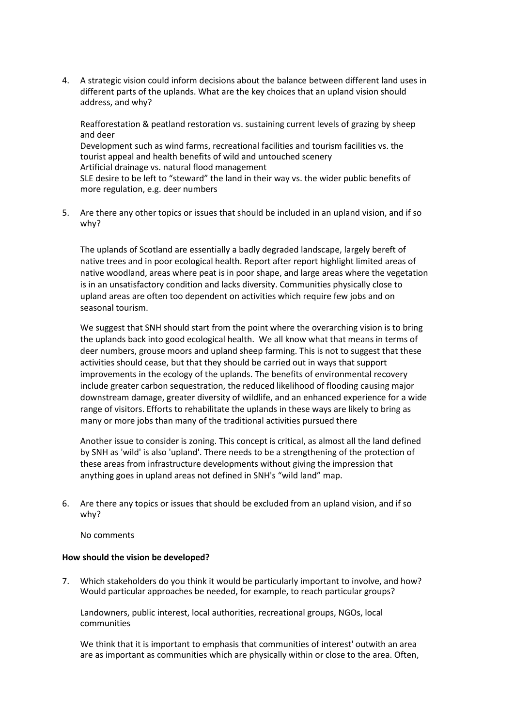4. A strategic vision could inform decisions about the balance between different land uses in different parts of the uplands. What are the key choices that an upland vision should address, and why?

   Reafforestation & peatland restoration vs. sustaining current levels of grazing by sheep and deer
   Development such as wind farms, recreational facilities and tourism facilities vs. the tourist appeal and health benefits of wild and untouched scenery
   Artificial drainage vs. natural flood management
   SLE desire to be left to "steward" the land in their way vs. the wider public benefits of more regulation, e.g. deer numbers

5. Are there any other topics or issues that should be included in an upland vision, and if so why?

   The uplands of Scotland are essentially a badly degraded landscape, largely bereft of native trees and in poor ecological health. Report after report highlight limited areas of native woodland, areas where peat is in poor shape, and large areas where the vegetation is in an unsatisfactory condition and lacks diversity. Communities physically close to upland areas are often too dependent on activities which require few jobs and on seasonal tourism.

   We suggest that SNH should start from the point where the overarching vision is to bring the uplands back into good ecological health. We all know what that means in terms of deer numbers, grouse moors and upland sheep farming. This is not to suggest that these activities should cease, but that they should be carried out in ways that support improvements in the ecology of the uplands. The benefits of environmental recovery include greater carbon sequestration, the reduced likelihood of flooding causing major downstream damage, greater diversity of wildlife, and an enhanced experience for a wide range of visitors. Efforts to rehabilitate the uplands in these ways are likely to bring as many or more jobs than many of the traditional activities pursued there

   Another issue to consider is zoning. This concept is critical, as almost all the land defined by SNH as 'wild' is also 'upland'. There needs to be a strengthening of the protection of these areas from infrastructure developments without giving the impression that anything goes in upland areas not defined in SNH's "wild land" map.

6. Are there any topics or issues that should be excluded from an upland vision, and if so why?

   No comments

**How should the vision be developed?**

7. Which stakeholders do you think it would be particularly important to involve, and how? Would particular approaches be needed, for example, to reach particular groups?

   Landowners, public interest, local authorities, recreational groups, NGOs, local communities

   We think that it is important to emphasis that communities of interest' outwith an area are as important as communities which are physically within or close to the area. Often,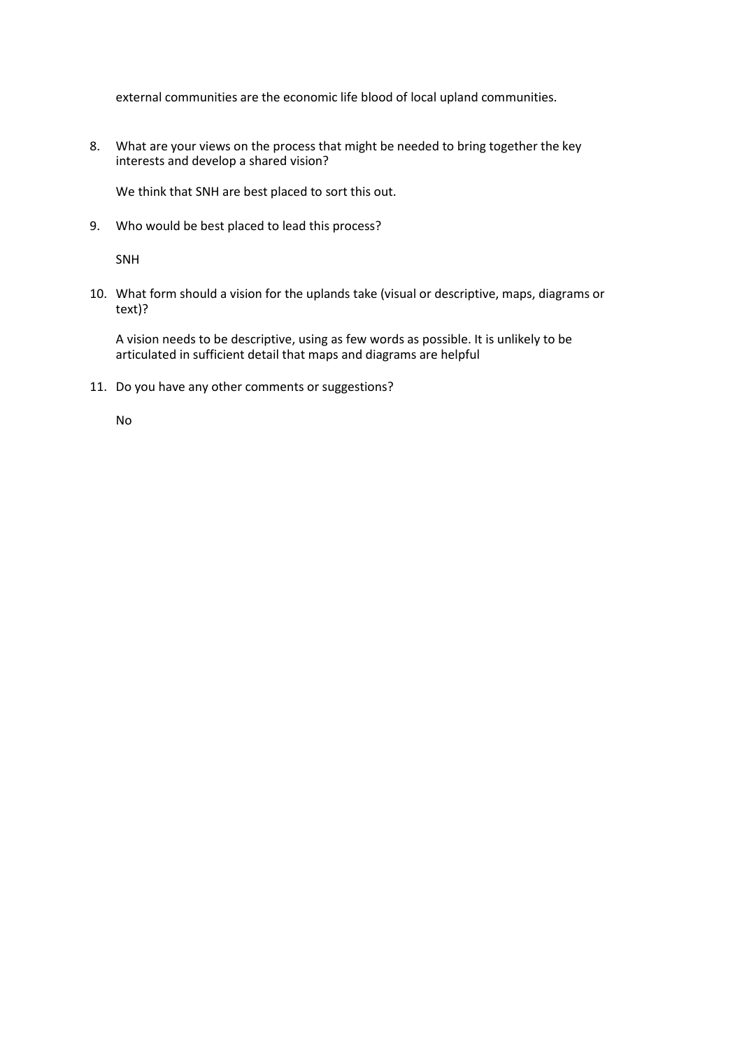external communities are the economic life blood of local upland communities.

8. What are your views on the process that might be needed to bring together the key interests and develop a shared vision?

   We think that SNH are best placed to sort this out.

9. Who would be best placed to lead this process?

   SNH

10. What form should a vision for the uplands take (visual or descriptive, maps, diagrams or text)?

    A vision needs to be descriptive, using as few words as possible. It is unlikely to be articulated in sufficient detail that maps and diagrams are helpful

11. Do you have any other comments or suggestions?

    No